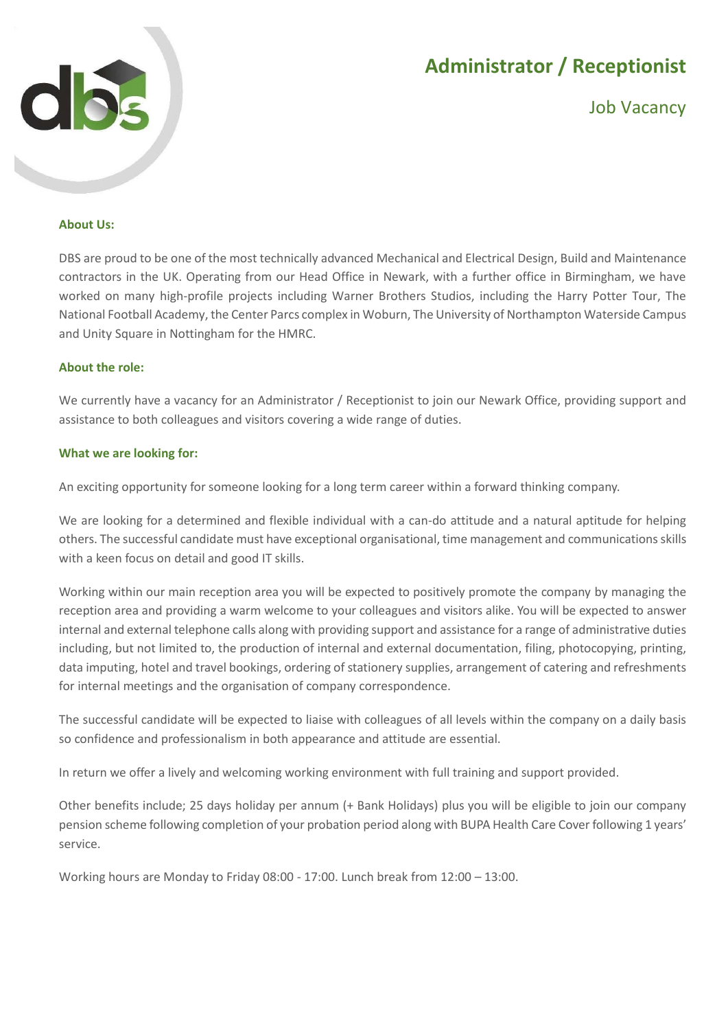# Administrator / Receptionist

## Job Vacancy

### About Us:

DBS are proud to be one of the most technically advanced Mechanical and Electrical Design, Build and Maintenance contractors in the UK. Operating from our Head Office in Newark, with a further office in Birmingham, we have worked on many high-profile projects including Warner Brothers Studios, including the Harry Potter Tour, The National Football Academy, the Center Parcs complex in Woburn, The University of Northampton Waterside Campus and Unity Square in Nottingham for the HMRC.

### About the role:

We currently have a vacancy for an Administrator / Receptionist to join our Newark Office, providing support and assistance to both colleagues and visitors covering a wide range of duties.

### What we are looking for:

An exciting opportunity for someone looking for a long term career within a forward thinking company.

We are looking for a determined and flexible individual with a can-do attitude and a natural aptitude for helping others. The successful candidate must have exceptional organisational, time management and communications skills with a keen focus on detail and good IT skills.

Working within our main reception area you will be expected to positively promote the company by managing the reception area and providing a warm welcome to your colleagues and visitors alike. You will be expected to answer internal and external telephone calls along with providing support and assistance for a range of administrative duties including, but not limited to, the production of internal and external documentation, filing, photocopying, printing, data imputing, hotel and travel bookings, ordering of stationery supplies, arrangement of catering and refreshments for internal meetings and the organisation of company correspondence.

The successful candidate will be expected to liaise with colleagues of all levels within the company on a daily basis so confidence and professionalism in both appearance and attitude are essential.

In return we offer a lively and welcoming working environment with full training and support provided.

Other benefits include; 25 days holiday per annum (+ Bank Holidays) plus you will be eligible to join our company pension scheme following completion of your probation period along with BUPA Health Care Cover following 1 years' service.

Working hours are Monday to Friday 08:00 - 17:00. Lunch break from 12:00 – 13:00.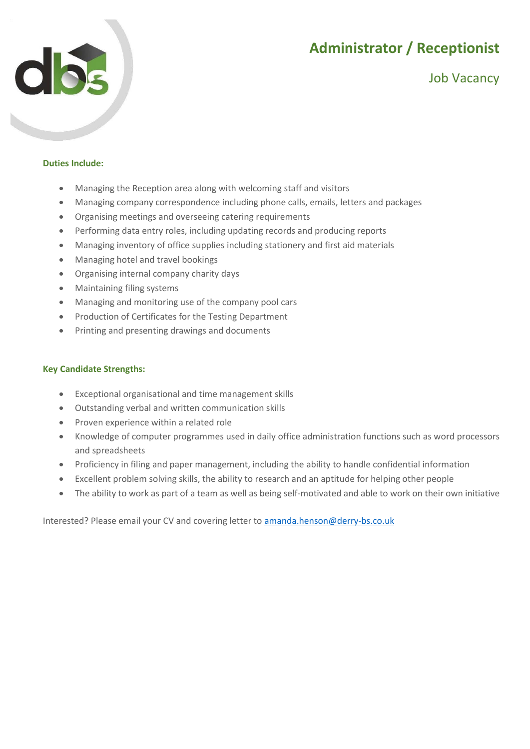# Administrator / Receptionist

## Job Vacancy

**Duties Include:**

- Managing the Reception area along with welcoming staff and visitors
- Managing company correspondence including phone calls, emails, letters and packages
- Organising meetings and overseeing catering requirements
- Performing data entry roles, including updating records and producing reports
- Managing inventory of office supplies including stationery and first aid materials
- Managing hotel and travel bookings
- Organising internal company charity days
- Maintaining filing systems
- Managing and monitoring use of the company pool cars
- Production of Certificates for the Testing Department
- Printing and presenting drawings and documents

**Key Candidate Strengths:**

- Exceptional organisational and time management skills
- Outstanding verbal and written communication skills
- Proven experience within a related role
- Knowledge of computer programmes used in daily office administration functions such as word processors and spreadsheets
- Proficiency in filing and paper management, including the ability to handle confidential information
- Excellent problem solving skills, the ability to research and an aptitude for helping other people
- The ability to work as part of a team as well as being self-motivated and able to work on their own initiative

Interested? Please email your CV and covering letter to [amanda.henson@derry-bs.co.uk](mailto:amanda.henson@derry-bs.co.uk)